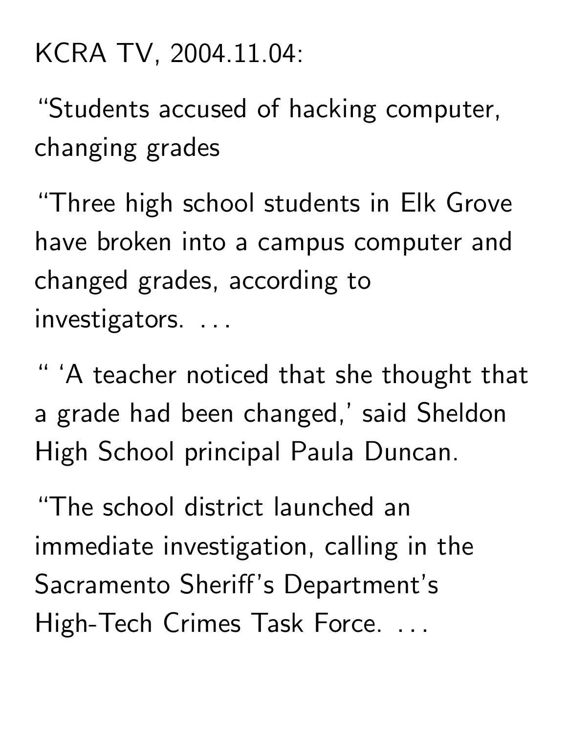KCRA TV, 2004.11.04:

"Students accused of hacking computer, changing grades

"Three high school students in Elk Grove have broken into a campus computer and changed grades, according to investigators. . . .

" 'A teacher noticed that she thought that a grade had been changed,' said Sheldon High School principal Paula Duncan.

"The school district launched an immediate investigation, calling in the Sacramento Sheriff's Department's High-Tech Crimes Task Force. . . .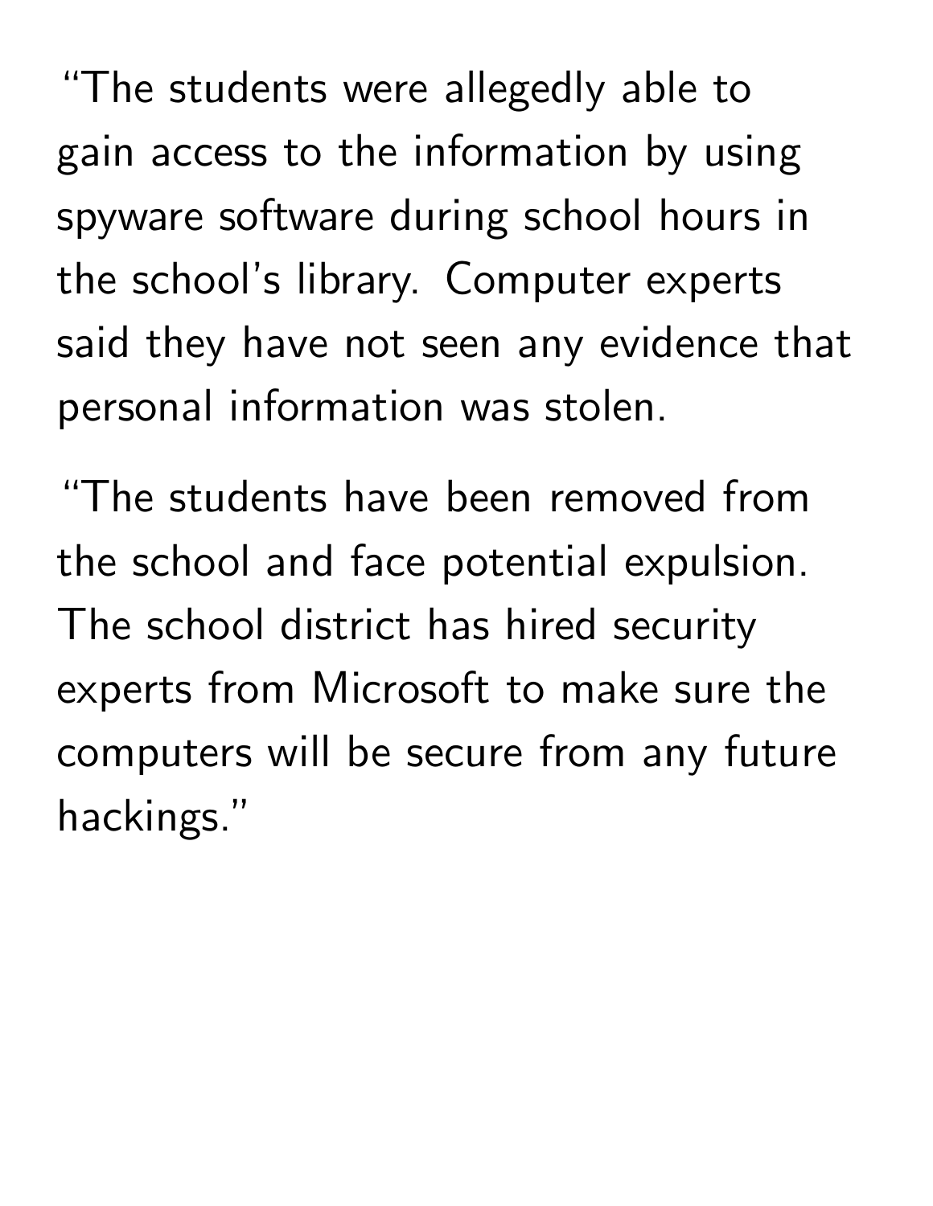"The students were allegedly able to gain access to the information by using spyware software during school hours in the school's library. Computer experts said they have not seen any evidence that personal information was stolen.

"The students have been removed from the school and face potential expulsion. The school district has hired security experts from Microsoft to make sure the computers will be secure from any future hackings."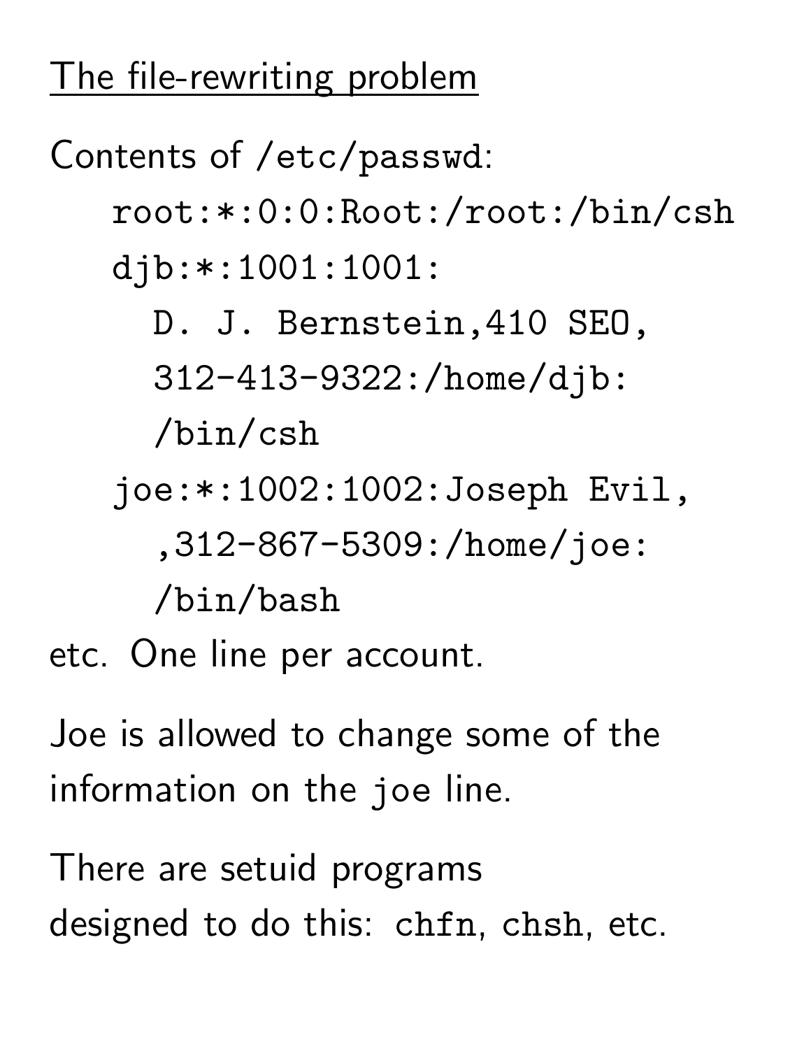## The file-rewriting problem

Contents of `/etc/passwd`:

```
root:*:0:0:Root:/root:/bin/csh
djb:*:1001:1001:
  D. J. Bernstein,410 SEO,
  312-413-9322:/home/djb:
  /bin/csh
joe:*:1002:1002:Joseph Evil,
  ,312-867-5309:/home/joe:
  /bin/bash
```

etc. One line per account.

Joe is allowed to change some of the information on the `joe` line.

There are setuid programs designed to do this: `chfn`, `chsh`, etc.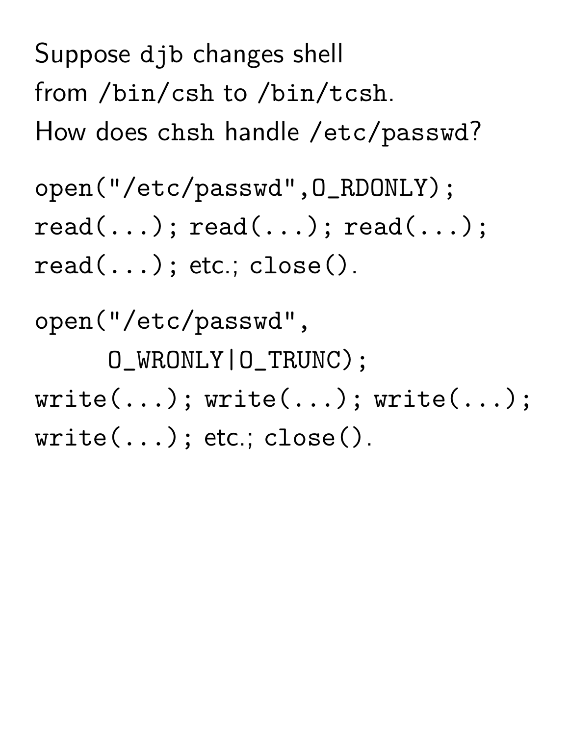Suppose `djb` changes shell from `/bin/csh` to `/bin/tcsh`. How does `chsh` handle `/etc/passwd`?

```
open("/etc/passwd",O_RDONLY);
read(...); read(...); read(...);
read(...); etc.; close().
```

```
open("/etc/passwd",
     O_WRONLY|O_TRUNC);
write(...); write(...); write(...);
write(...); etc.; close().
```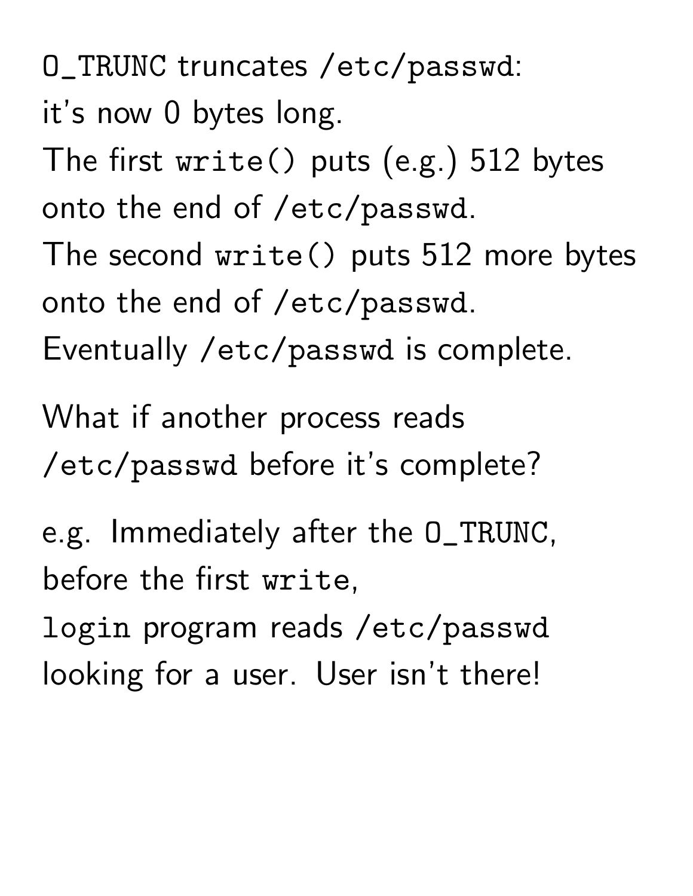`O_TRUNC` truncates `/etc/passwd`:
it's now 0 bytes long.
The first `write()` puts (e.g.) 512 bytes
onto the end of `/etc/passwd`.
The second `write()` puts 512 more bytes
onto the end of `/etc/passwd`.
Eventually `/etc/passwd` is complete.

What if another process reads
`/etc/passwd` before it's complete?

e.g. Immediately after the `O_TRUNC`,
before the first `write`,
`login` program reads `/etc/passwd`
looking for a user. User isn't there!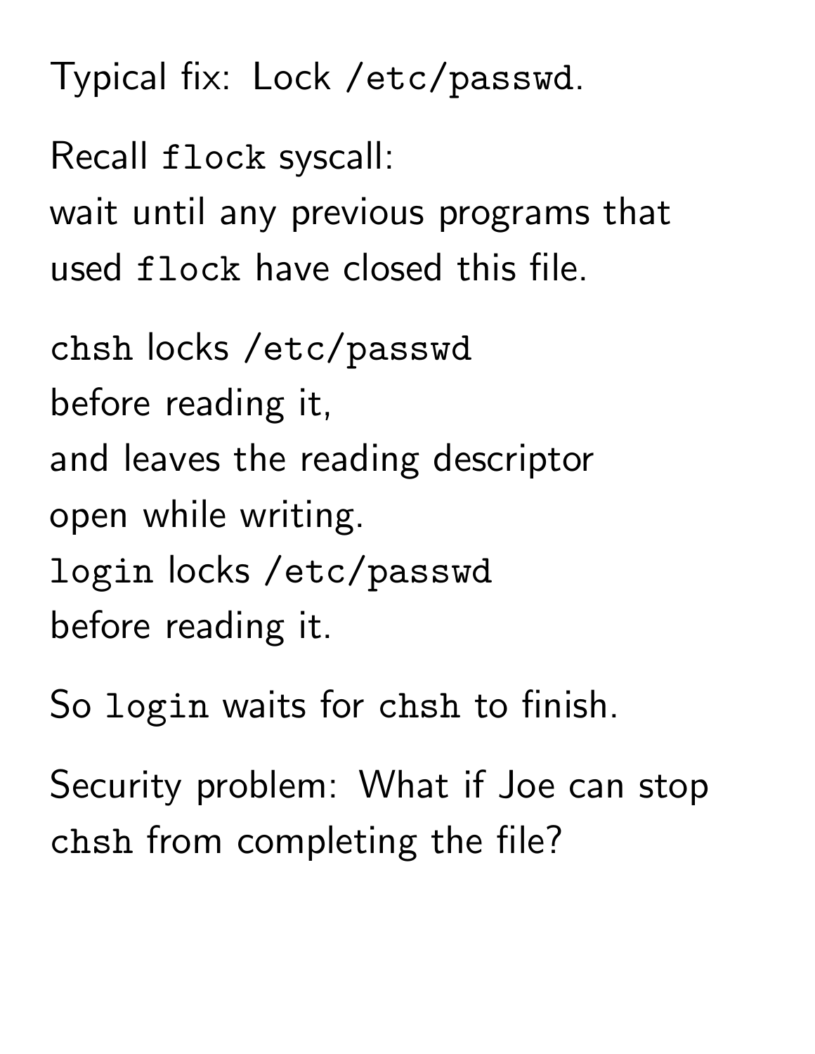Typical fix: Lock `/etc/passwd`.

Recall `flock` syscall:
wait until any previous programs that used `flock` have closed this file.

`chsh` locks `/etc/passwd`
before reading it,
and leaves the reading descriptor
open while writing.
`login` locks `/etc/passwd`
before reading it.

So `login` waits for `chsh` to finish.

Security problem: What if Joe can stop `chsh` from completing the file?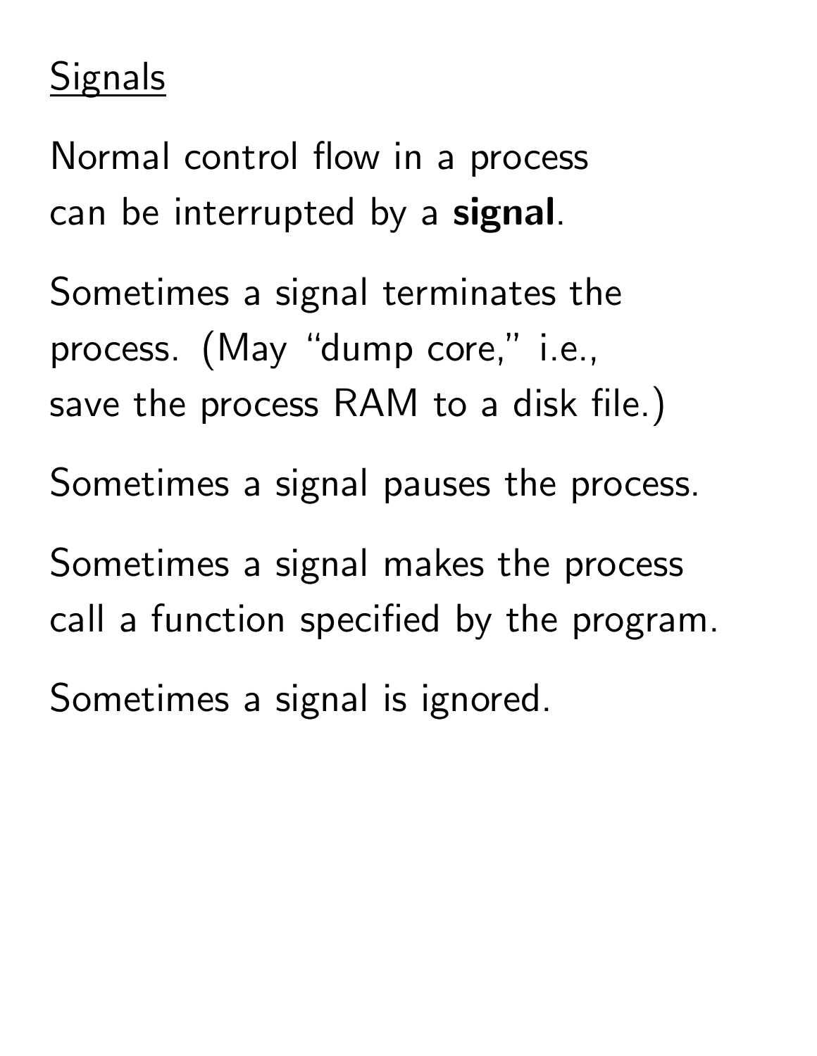## Signals

Normal control flow in a process can be interrupted by a **signal**.

Sometimes a signal terminates the process. (May "dump core," i.e., save the process RAM to a disk file.)

Sometimes a signal pauses the process.

Sometimes a signal makes the process call a function specified by the program.

Sometimes a signal is ignored.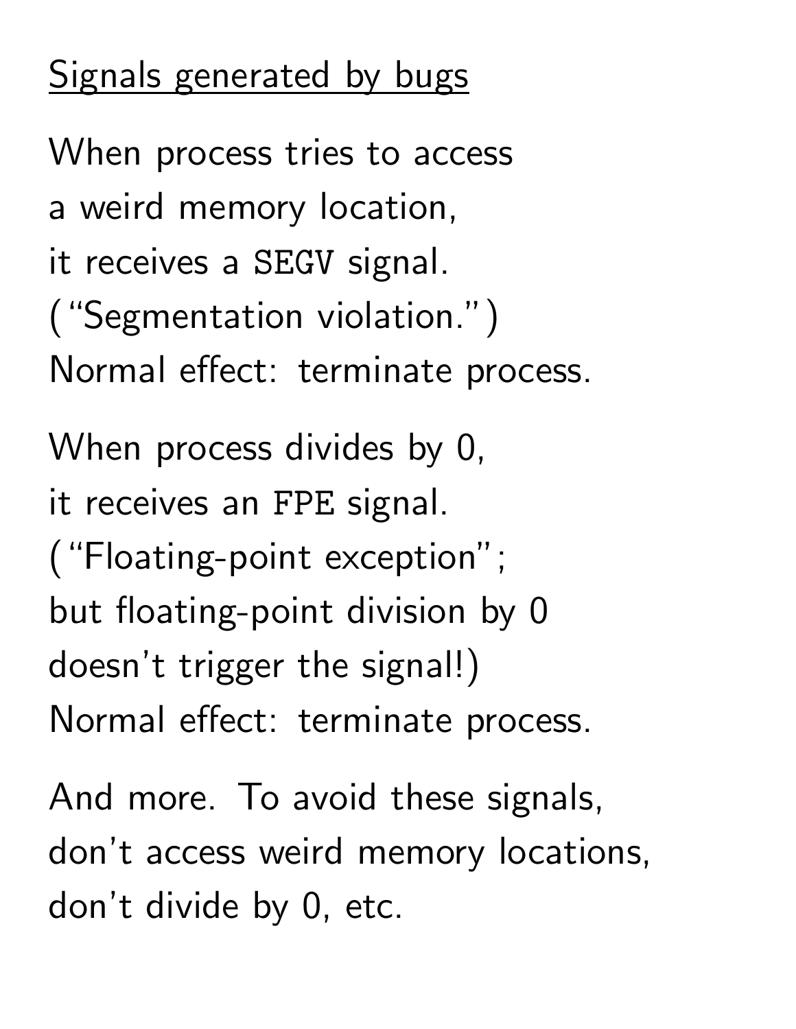## Signals generated by bugs

When process tries to access
a weird memory location,
it receives a `SEGV` signal.
("Segmentation violation.")
Normal effect: terminate process.

When process divides by 0,
it receives an `FPE` signal.
("Floating-point exception";
but floating-point division by 0
doesn't trigger the signal!)
Normal effect: terminate process.

And more. To avoid these signals,
don't access weird memory locations,
don't divide by 0, etc.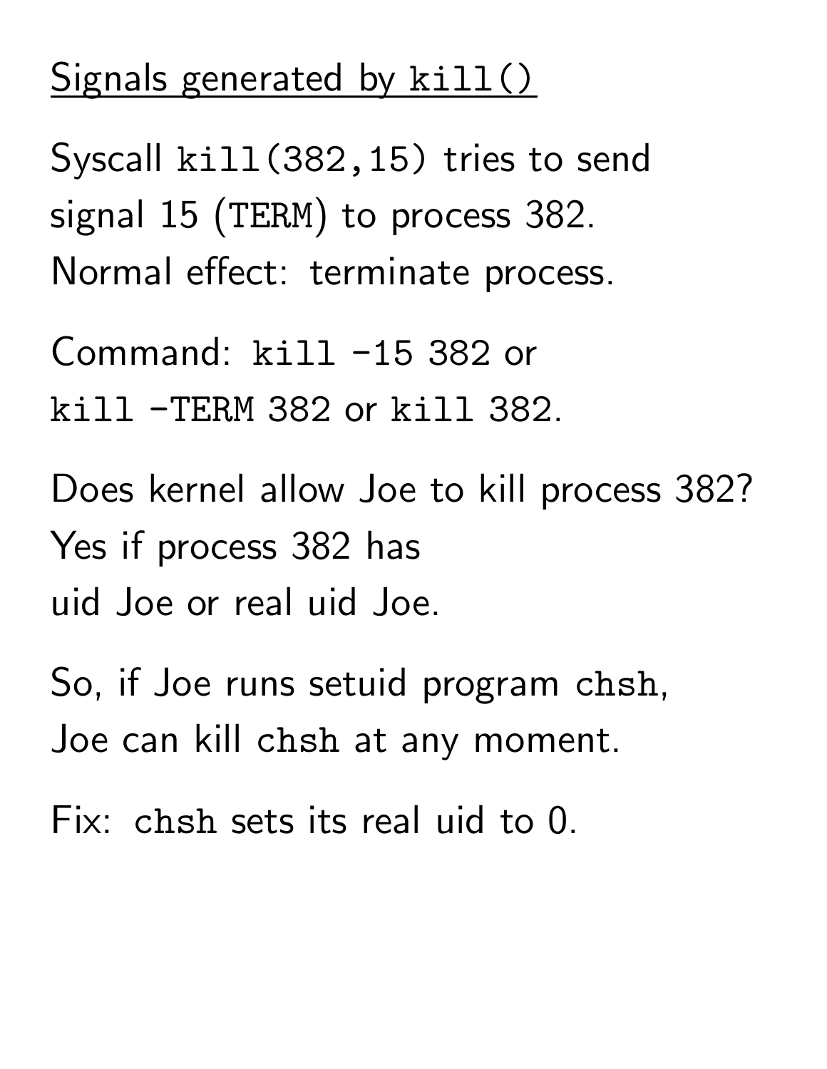## Signals generated by `kill()`

Syscall `kill(382,15)` tries to send signal 15 (`TERM`) to process 382. Normal effect: terminate process.

Command: `kill -15 382` or `kill -TERM 382` or `kill 382`.

Does kernel allow Joe to kill process 382? Yes if process 382 has uid Joe or real uid Joe.

So, if Joe runs setuid program `chsh`, Joe can kill `chsh` at any moment.

Fix: `chsh` sets its real uid to 0.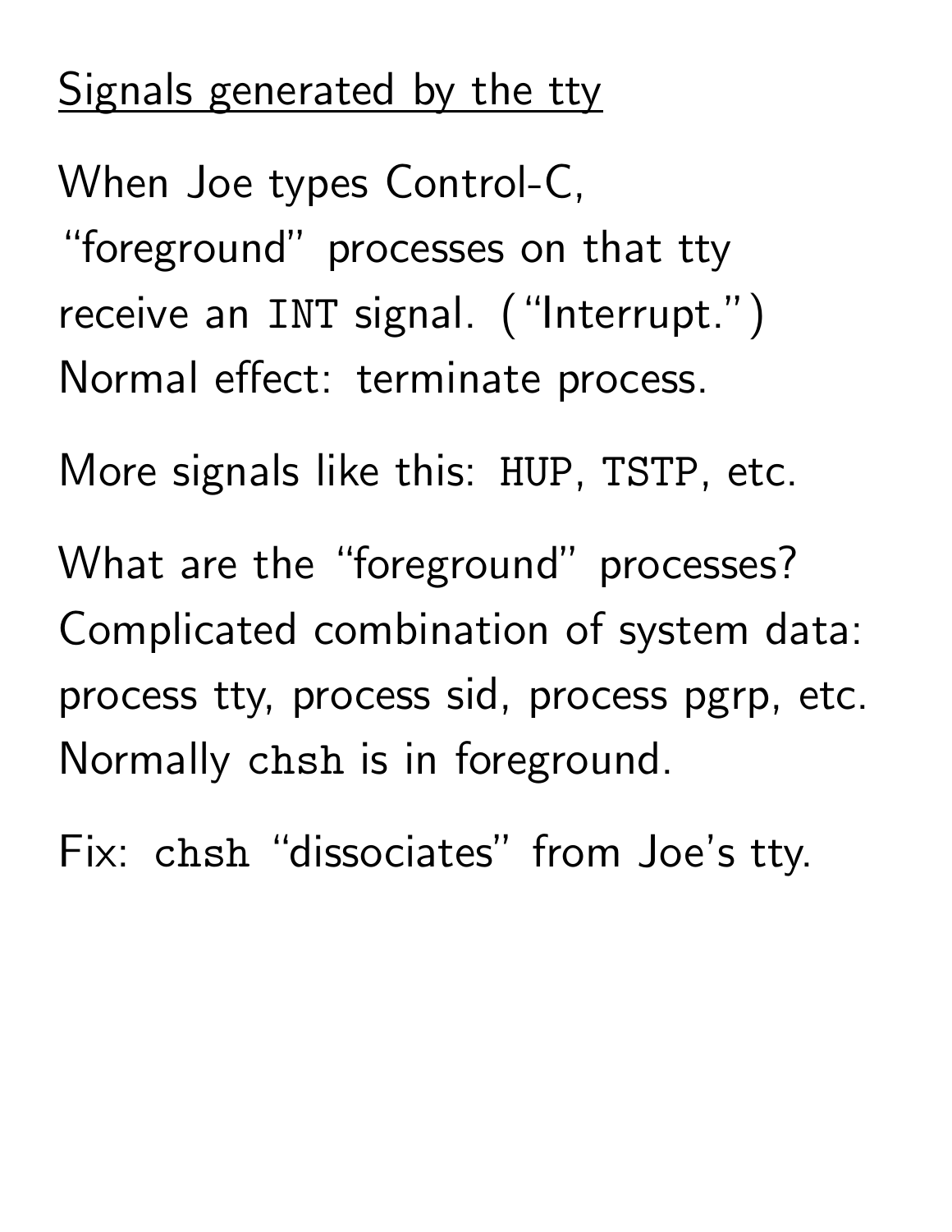## Signals generated by the tty

When Joe types Control-C, "foreground" processes on that tty receive an `INT` signal. ("Interrupt.") Normal effect: terminate process.

More signals like this: `HUP`, `TSTP`, etc.

What are the "foreground" processes? Complicated combination of system data: process tty, process sid, process pgrp, etc. Normally `chsh` is in foreground.

Fix: `chsh` "dissociates" from Joe's tty.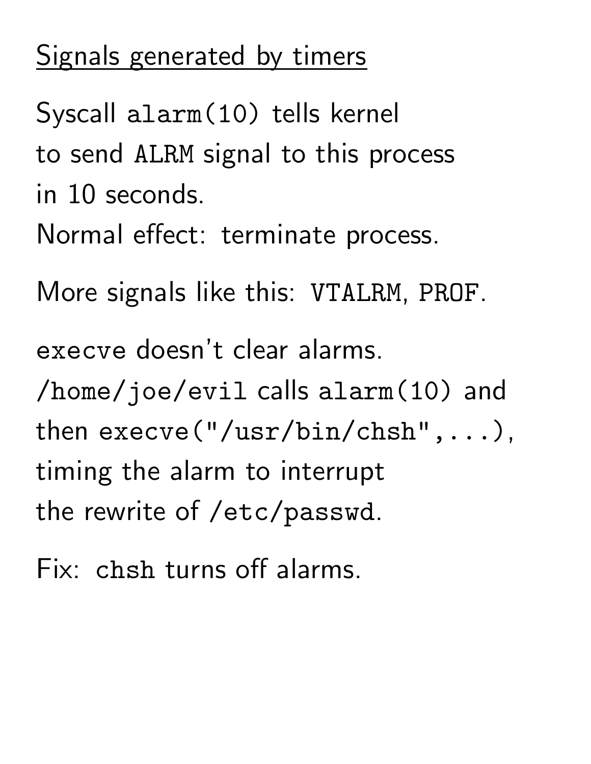## Signals generated by timers

Syscall `alarm(10)` tells kernel
to send `ALRM` signal to this process
in 10 seconds.
Normal effect: terminate process.

More signals like this: `VTALRM`, `PROF`.

`execve` doesn't clear alarms.
`/home/joe/evil` calls `alarm(10)` and
then `execve("/usr/bin/chsh",...)`,
timing the alarm to interrupt
the rewrite of `/etc/passwd`.

Fix: `chsh` turns off alarms.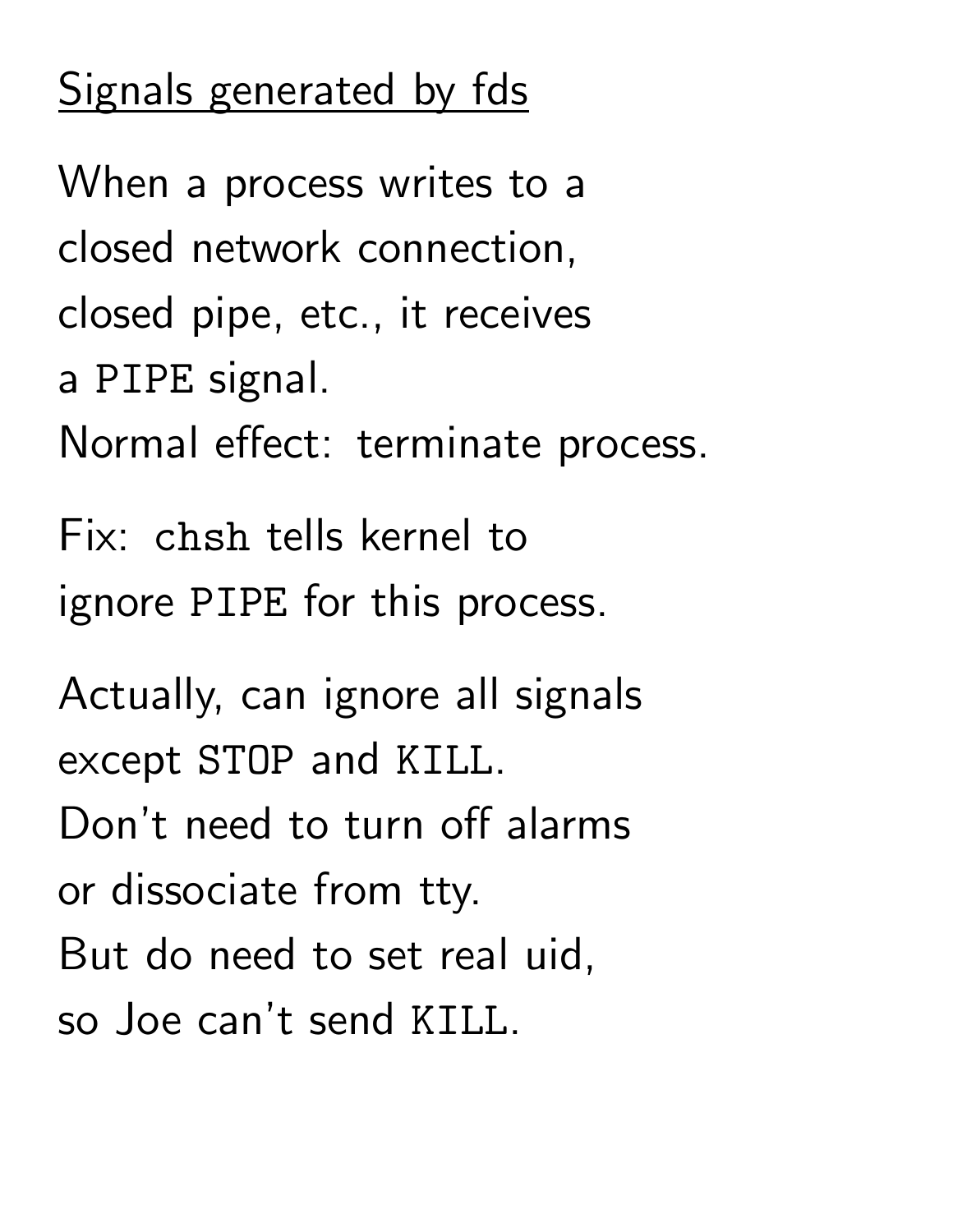## Signals generated by fds

When a process writes to a closed network connection, closed pipe, etc., it receives a `PIPE` signal.
Normal effect: terminate process.

Fix: `chsh` tells kernel to ignore `PIPE` for this process.

Actually, can ignore all signals except `STOP` and `KILL`.
Don't need to turn off alarms or dissociate from tty.
But do need to set real uid, so Joe can't send `KILL`.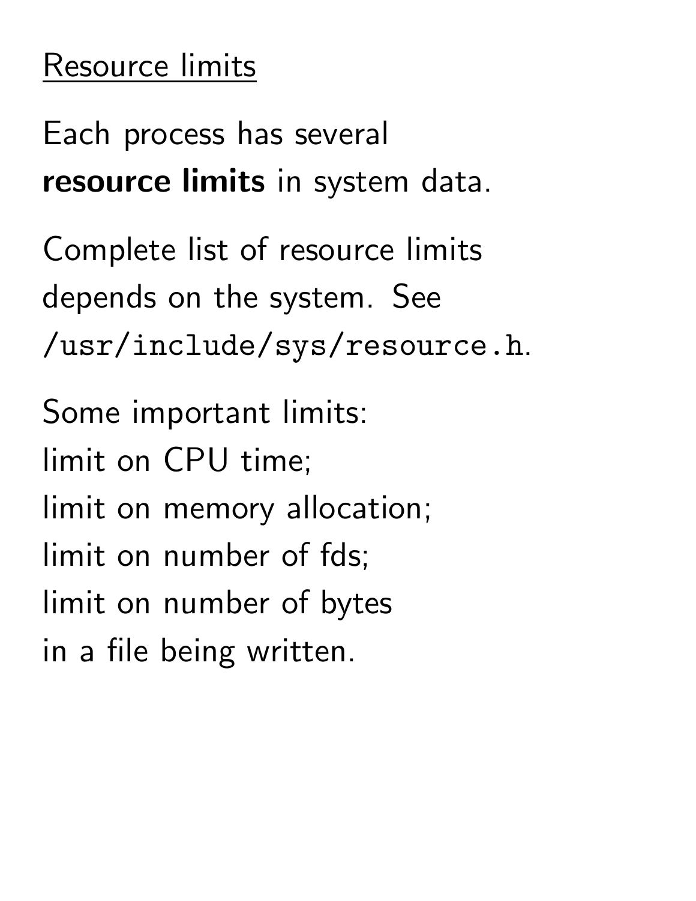## Resource limits

Each process has several **resource limits** in system data.

Complete list of resource limits depends on the system. See `/usr/include/sys/resource.h`.

Some important limits:
limit on CPU time;
limit on memory allocation;
limit on number of fds;
limit on number of bytes
in a file being written.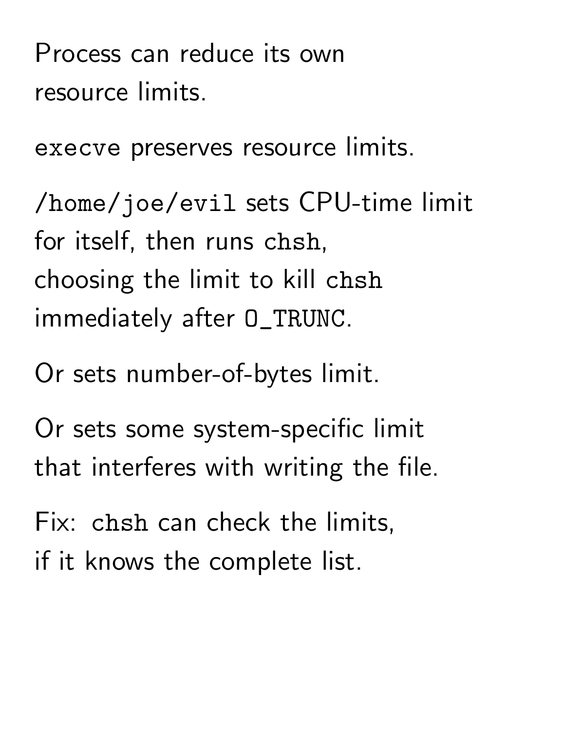Process can reduce its own resource limits.

`execve` preserves resource limits.

`/home/joe/evil` sets CPU-time limit for itself, then runs `chsh`, choosing the limit to kill `chsh` immediately after `O_TRUNC`.

Or sets number-of-bytes limit.

Or sets some system-specific limit that interferes with writing the file.

Fix: `chsh` can check the limits, if it knows the complete list.